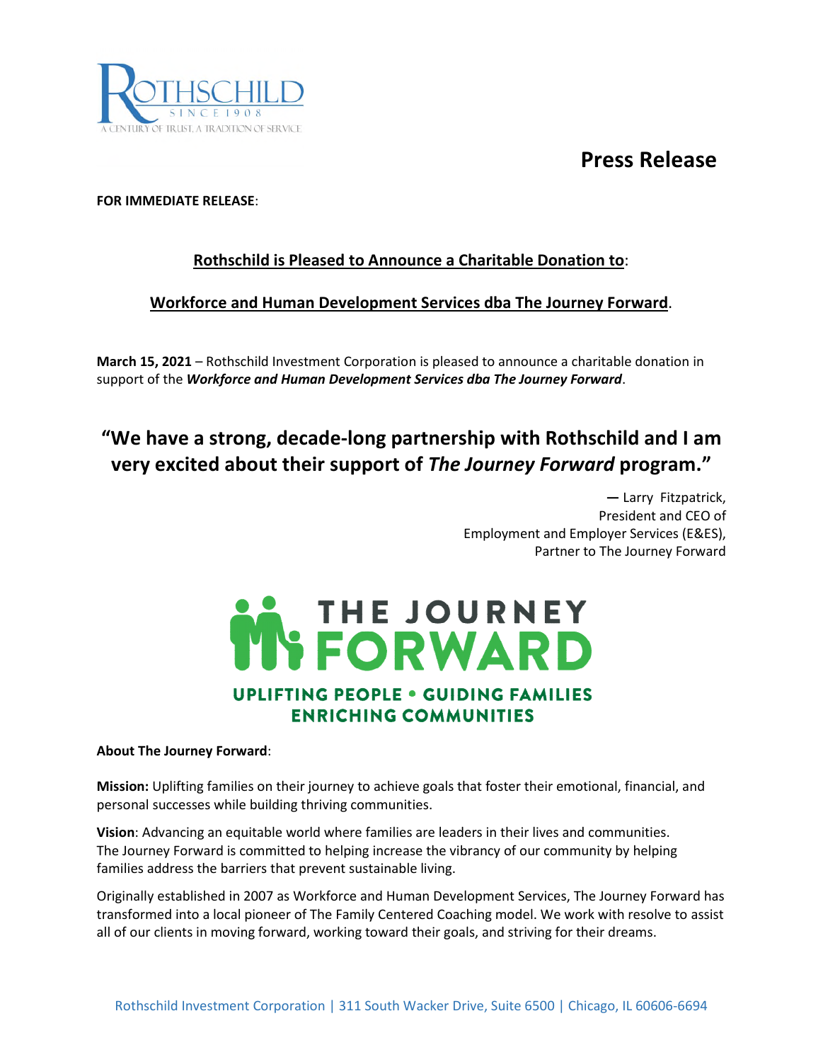ROTHSCHILD
SINCE 1908
A CENTURY OF TRUST, A TRADITION OF SERVICE

# Press Release

**FOR IMMEDIATE RELEASE**:

## Rothschild is Pleased to Announce a Charitable Donation to:

## Workforce and Human Development Services dba The Journey Forward.

**March 15, 2021** – Rothschild Investment Corporation is pleased to announce a charitable donation in support of the ***Workforce and Human Development Services dba The Journey Forward***.

> **"We have a strong, decade-long partnership with Rothschild and I am very excited about their support of *The Journey Forward* program."**
>
> — Larry Fitzpatrick,
> President and CEO of
> Employment and Employer Services (E&ES),
> Partner to The Journey Forward

THE JOURNEY FORWARD
UPLIFTING PEOPLE • GUIDING FAMILIES
ENRICHING COMMUNITIES

**About The Journey Forward**:

**Mission:** Uplifting families on their journey to achieve goals that foster their emotional, financial, and personal successes while building thriving communities.

**Vision**: Advancing an equitable world where families are leaders in their lives and communities. The Journey Forward is committed to helping increase the vibrancy of our community by helping families address the barriers that prevent sustainable living.

Originally established in 2007 as Workforce and Human Development Services, The Journey Forward has transformed into a local pioneer of The Family Centered Coaching model. We work with resolve to assist all of our clients in moving forward, working toward their goals, and striving for their dreams.

Rothschild Investment Corporation | 311 South Wacker Drive, Suite 6500 | Chicago, IL 60606-6694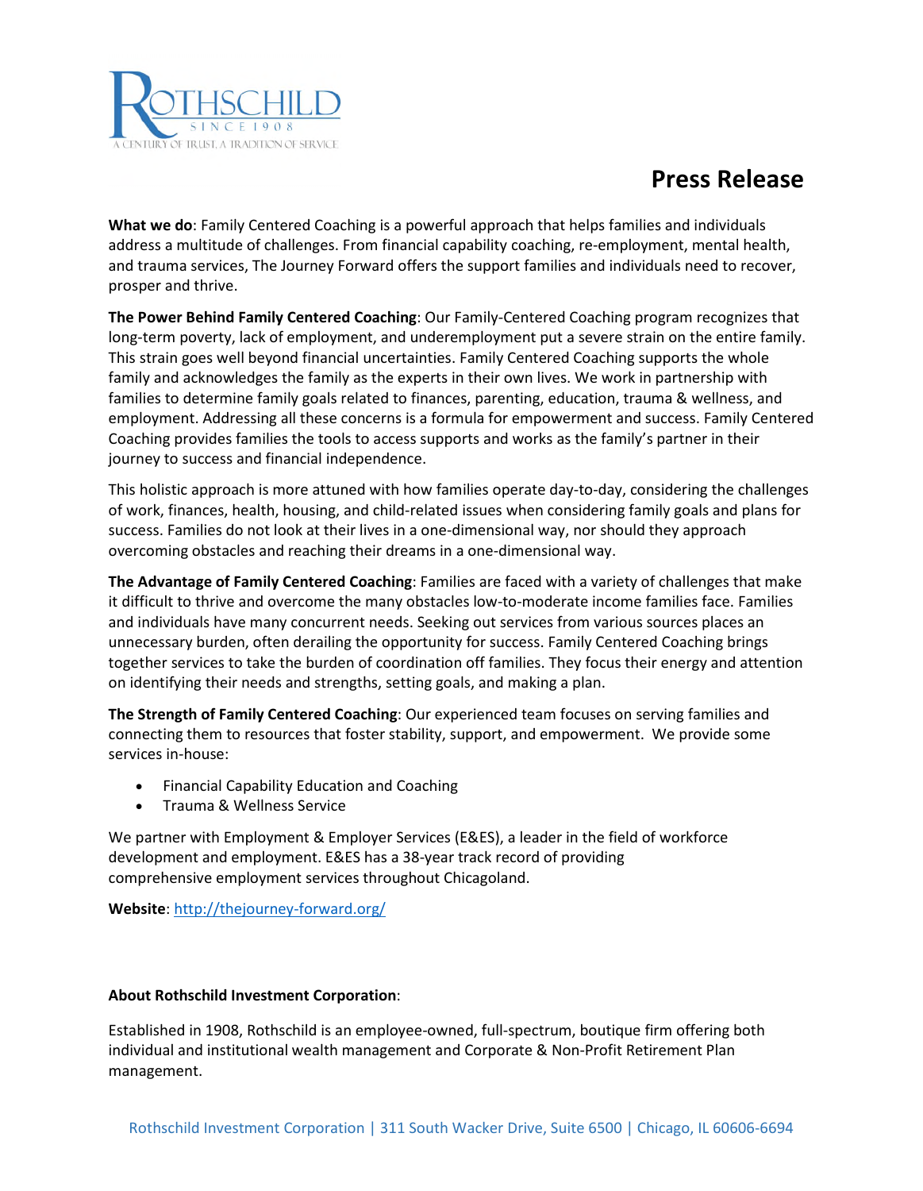ROTHSCHILD

SINCE 1908

A CENTURY OF TRUST, A TRADITION OF SERVICE

# Press Release

**What we do**: Family Centered Coaching is a powerful approach that helps families and individuals address a multitude of challenges. From financial capability coaching, re-employment, mental health, and trauma services, The Journey Forward offers the support families and individuals need to recover, prosper and thrive.

**The Power Behind Family Centered Coaching**: Our Family-Centered Coaching program recognizes that long-term poverty, lack of employment, and underemployment put a severe strain on the entire family. This strain goes well beyond financial uncertainties. Family Centered Coaching supports the whole family and acknowledges the family as the experts in their own lives. We work in partnership with families to determine family goals related to finances, parenting, education, trauma & wellness, and employment. Addressing all these concerns is a formula for empowerment and success. Family Centered Coaching provides families the tools to access supports and works as the family's partner in their journey to success and financial independence.

This holistic approach is more attuned with how families operate day-to-day, considering the challenges of work, finances, health, housing, and child-related issues when considering family goals and plans for success. Families do not look at their lives in a one-dimensional way, nor should they approach overcoming obstacles and reaching their dreams in a one-dimensional way.

**The Advantage of Family Centered Coaching**: Families are faced with a variety of challenges that make it difficult to thrive and overcome the many obstacles low-to-moderate income families face. Families and individuals have many concurrent needs. Seeking out services from various sources places an unnecessary burden, often derailing the opportunity for success. Family Centered Coaching brings together services to take the burden of coordination off families. They focus their energy and attention on identifying their needs and strengths, setting goals, and making a plan.

**The Strength of Family Centered Coaching**: Our experienced team focuses on serving families and connecting them to resources that foster stability, support, and empowerment. We provide some services in-house:

- Financial Capability Education and Coaching
- Trauma & Wellness Service

We partner with Employment & Employer Services (E&ES), a leader in the field of workforce development and employment. E&ES has a 38-year track record of providing comprehensive employment services throughout Chicagoland.

**Website**: http://thejourney-forward.org/

**About Rothschild Investment Corporation**:

Established in 1908, Rothschild is an employee-owned, full-spectrum, boutique firm offering both individual and institutional wealth management and Corporate & Non-Profit Retirement Plan management.

Rothschild Investment Corporation | 311 South Wacker Drive, Suite 6500 | Chicago, IL 60606-6694